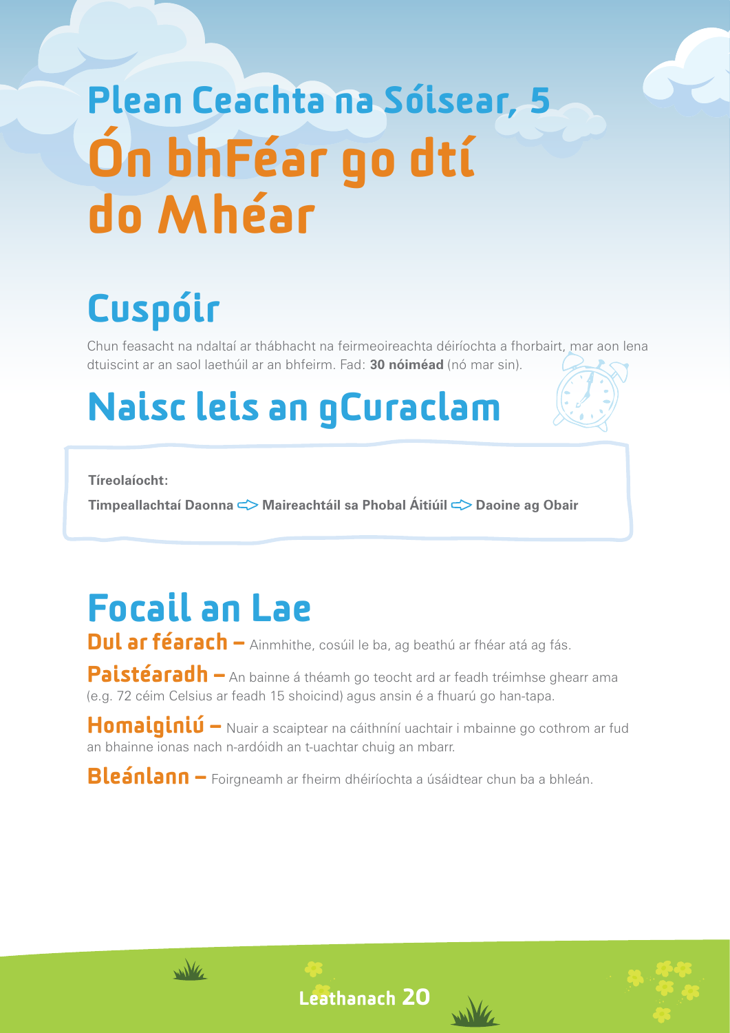# Plean Ceachta na Sóisear, 5

# Ón bhFéar go dtí do Mhéar

## Cuspóir

Chun feasacht na ndaltaí ar thábhacht na feirmeoireachta déiríochta a fhorbairt, mar aon lena dtuiscint ar an saol laethúil ar an bhfeirm. Fad: **30 nóiméad** (nó mar sin).

## Naisc leis an gCuraclam

**Tíreolaíocht:**

**Timpeallachtaí Daonna ⇨ Maireachtáil sa Phobal Áitiúil ⇨ Daoine ag Obair**

## Focail an Lae

**Dul ar féarach –** Ainmhithe, cosúil le ba, ag beathú ar fhéar atá ag fás.

**Paistéaradh –** An bainne á théamh go teocht ard ar feadh tréimhse ghearr ama (e.g. 72 céim Celsius ar feadh 15 shoicind) agus ansin é a fhuarú go han-tapa.

**Homaiginiú –** Nuair a scaiptear na cáithníní uachtair i mbainne go cothrom ar fud an bhainne ionas nach n-ardóidh an t-uachtar chuig an mbarr.

**Bleánlann –** Foirgneamh ar fheirm dhéiríochta a úsáidtear chun ba a bhleán.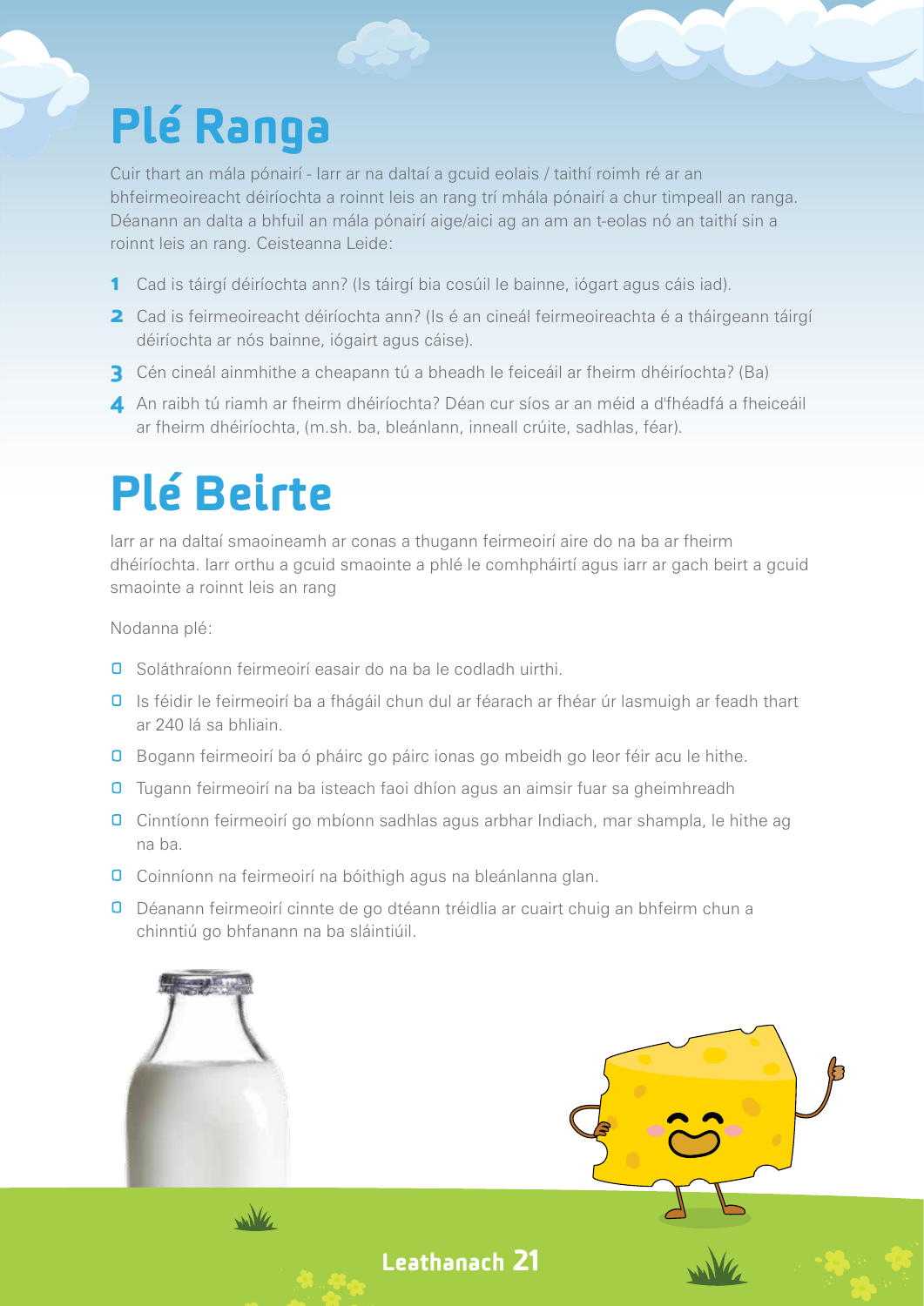# Plé Ranga

Cuir thart an mála pónairí - Iarr ar na daltaí a gcuid eolais / taithí roimh ré ar an bhfeirmeoireacht déiríochta a roinnt leis an rang trí mhála pónairí a chur timpeall an ranga. Déanann an dalta a bhfuil an mála pónairí aige/aici ag an am an t-eolas nó an taithí sin a roinnt leis an rang. Ceisteanna Leide:

1. Cad is táirgí déiríochta ann? (Is táirgí bia cosúil le bainne, iógart agus cáis iad).
2. Cad is feirmeoireacht déiríochta ann? (Is é an cineál feirmeoireachta é a tháirgeann táirgí déiríochta ar nós bainne, iógairt agus cáise).
3. Cén cineál ainmhithe a cheapann tú a bheadh le feiceáil ar fheirm dhéiríochta? (Ba)
4. An raibh tú riamh ar fheirm dhéiríochta? Déan cur síos ar an méid a d'fhéadfá a fheiceáil ar fheirm dhéiríochta, (m.sh. ba, bleánlann, inneall crúite, sadhlas, féar).

# Plé Beirte

Iarr ar na daltaí smaoineamh ar conas a thugann feirmeoirí aire do na ba ar fheirm dhéiríochta. Iarr orthu a gcuid smaointe a phlé le comhpháirtí agus iarr ar gach beirt a gcuid smaointe a roinnt leis an rang

Nodanna plé:

- Soláthraíonn feirmeoirí easair do na ba le codladh uirthi.
- Is féidir le feirmeoirí ba a fhágáil chun dul ar féarach ar fhéar úr lasmuigh ar feadh thart ar 240 lá sa bhliain.
- Bogann feirmeoirí ba ó pháirc go páirc ionas go mbeidh go leor féir acu le hithe.
- Tugann feirmeoirí na ba isteach faoi dhíon agus an aimsir fuar sa gheimhreadh
- Cinntíonn feirmeoirí go mbíonn sadhlas agus arbhar Indiach, mar shampla, le hithe ag na ba.
- Coinníonn na feirmeoirí na bóithigh agus na bleánlanna glan.
- Déanann feirmeoirí cinnte de go dtéann tréidlia ar cuairt chuig an bhfeirm chun a chinntiú go bhfanann na ba sláintiúil.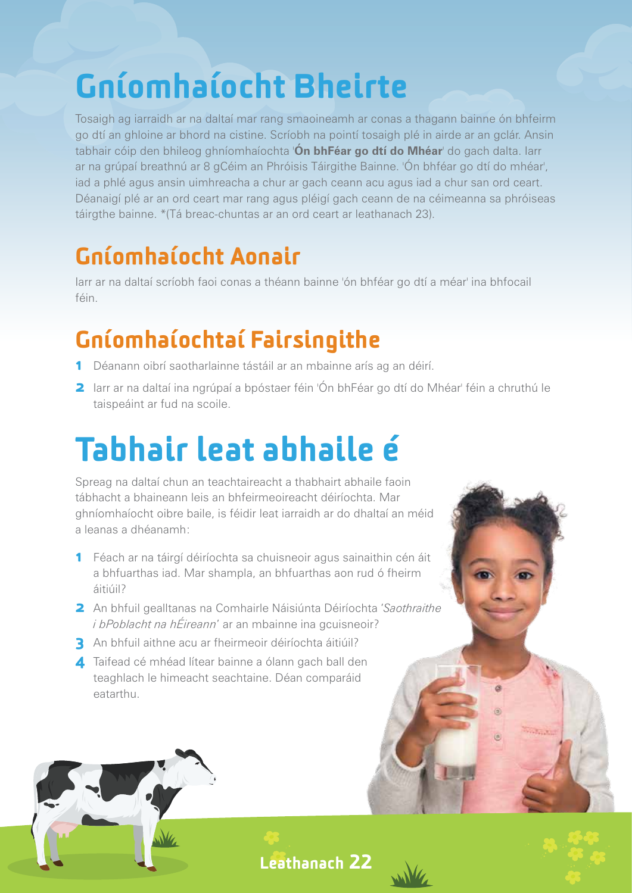# Gníomhaíocht Bheirte

Tosaigh ag iarraidh ar na daltaí mar rang smaoineamh ar conas a thagann bainne ón bhfeirm go dtí an ghloine ar bhord na cistine. Scríobh na pointí tosaigh plé in airde ar an gclár. Ansin tabhair cóip den bhileog ghníomhaíochta '**Ón bhFéar go dtí do Mhéar**' do gach dalta. Iarr ar na grúpaí breathnú ar 8 gCéim an Phróisis Táirgithe Bainne. 'Ón bhféar go dtí do mhéar', iad a phlé agus ansin uimhreacha a chur ar gach ceann acu agus iad a chur san ord ceart. Déanaigí plé ar an ord ceart mar rang agus pléigí gach ceann de na céimeanna sa phróiseas táirgthe bainne. *(Tá breac-chuntas ar an ord ceart ar leathanach 23).

## Gníomhaíocht Aonair

Iarr ar na daltaí scríobh faoi conas a théann bainne 'ón bhféar go dtí a méar' ina bhfocail féin.

## Gníomhaíochtaí Fairsingithe

1. Déanann oibrí saotharlainne tástáil ar an mbainne arís ag an déirí.
2. Iarr ar na daltaí ina ngrúpaí a bpóstaer féin 'Ón bhFéar go dtí do Mhéar' féin a chruthú le taispeáint ar fud na scoile.

# Tabhair leat abhaile é

Spreag na daltaí chun an teachtaireacht a thabhairt abhaile faoin tábhacht a bhaineann leis an bhfeirmeoireacht déiríochta. Mar ghníomhaíocht oibre baile, is féidir leat iarraidh ar do dhaltaí an méid a leanas a dhéanamh:

1. Féach ar na táirgí déiríochta sa chuisneoir agus sainaithin cén áit a bhfuarthas iad. Mar shampla, an bhfuarthas aon rud ó fheirm áitiúil?
2. An bhfuil gealltanas na Comhairle Náisiúnta Déiríochta '*Saothraithe i bPoblacht na hÉireann*' ar an mbainne ina gcuisneoir?
3. An bhfuil aithne acu ar fheirmeoir déiríochta áitiúil?
4. Taifead cé mhéad lítear bainne a ólann gach ball den teaghlach le himeacht seachtaine. Déan comparáid eatarthu.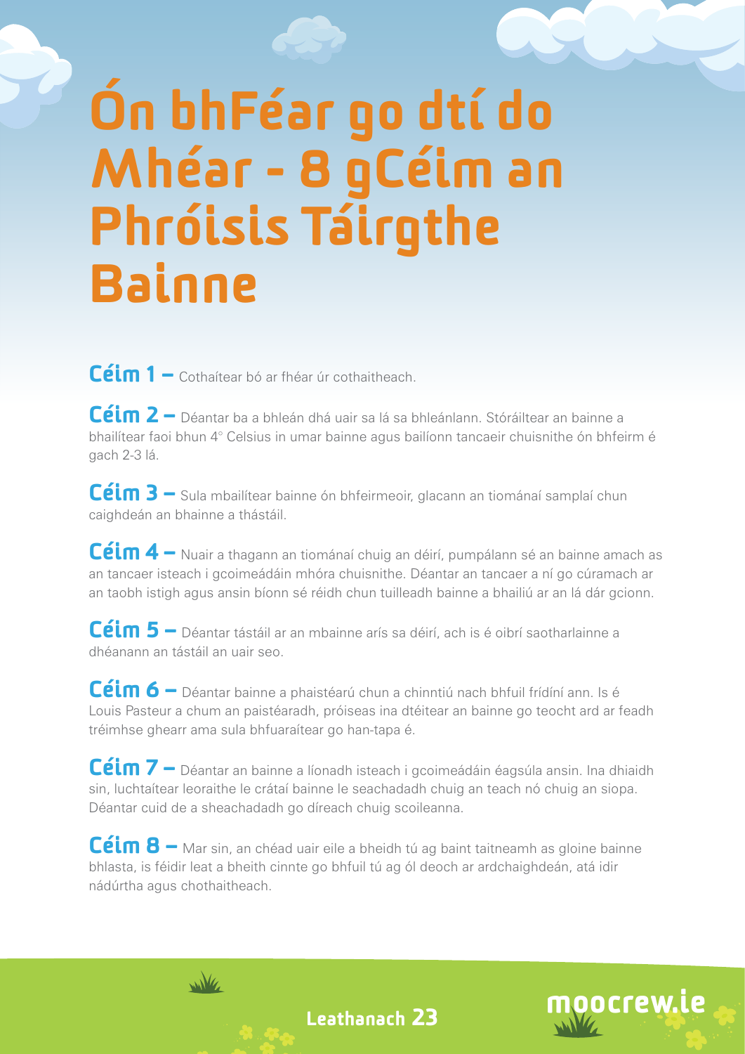# Ón bhFéar go dtí do Mhéar - 8 gCéim an Phróisis Táirgthe Bainne

**Céim 1 –** Cothaítear bó ar fhéar úr cothaitheach.

**Céim 2 –** Déantar ba a bhleán dhá uair sa lá sa bhleánlann. Stóráiltear an bainne a bhailítear faoi bhun 4° Celsius in umar bainne agus bailíonn tancaeir chuisnithe ón bhfeirm é gach 2-3 lá.

**Céim 3 –** Sula mbailítear bainne ón bhfeirmeoir, glacann an tiománaí samplaí chun caighdeán an bhainne a thástáil.

**Céim 4 –** Nuair a thagann an tiománaí chuig an déirí, pumpálann sé an bainne amach as an tancaer isteach i gcoimeádáin mhóra chuisnithe. Déantar an tancaer a ní go cúramach ar an taobh istigh agus ansin bíonn sé réidh chun tuilleadh bainne a bhailiú ar an lá dár gcionn.

**Céim 5 –** Déantar tástáil ar an mbainne arís sa déirí, ach is é oibrí saotharlainne a dhéanann an tástáil an uair seo.

**Céim 6 –** Déantar bainne a phaistéarú chun a chinntiú nach bhfuil frídíní ann. Is é Louis Pasteur a chum an paistéaradh, próiseas ina dtéitear an bainne go teocht ard ar feadh tréimhse ghearr ama sula bhfuaraítear go han-tapa é.

**Céim 7 –** Déantar an bainne a líonadh isteach i gcoimeádáin éagsúla ansin. Ina dhiaidh sin, luchtaítear leoraithe le crátaí bainne le seachadadh chuig an teach nó chuig an siopa. Déantar cuid de a sheachadadh go díreach chuig scoileanna.

**Céim 8 –** Mar sin, an chéad uair eile a bheidh tú ag baint taitneamh as gloine bainne bhlasta, is féidir leat a bheith cinnte go bhfuil tú ag ól deoch ar ardchaighdeán, atá idir nádúrtha agus chothaitheach.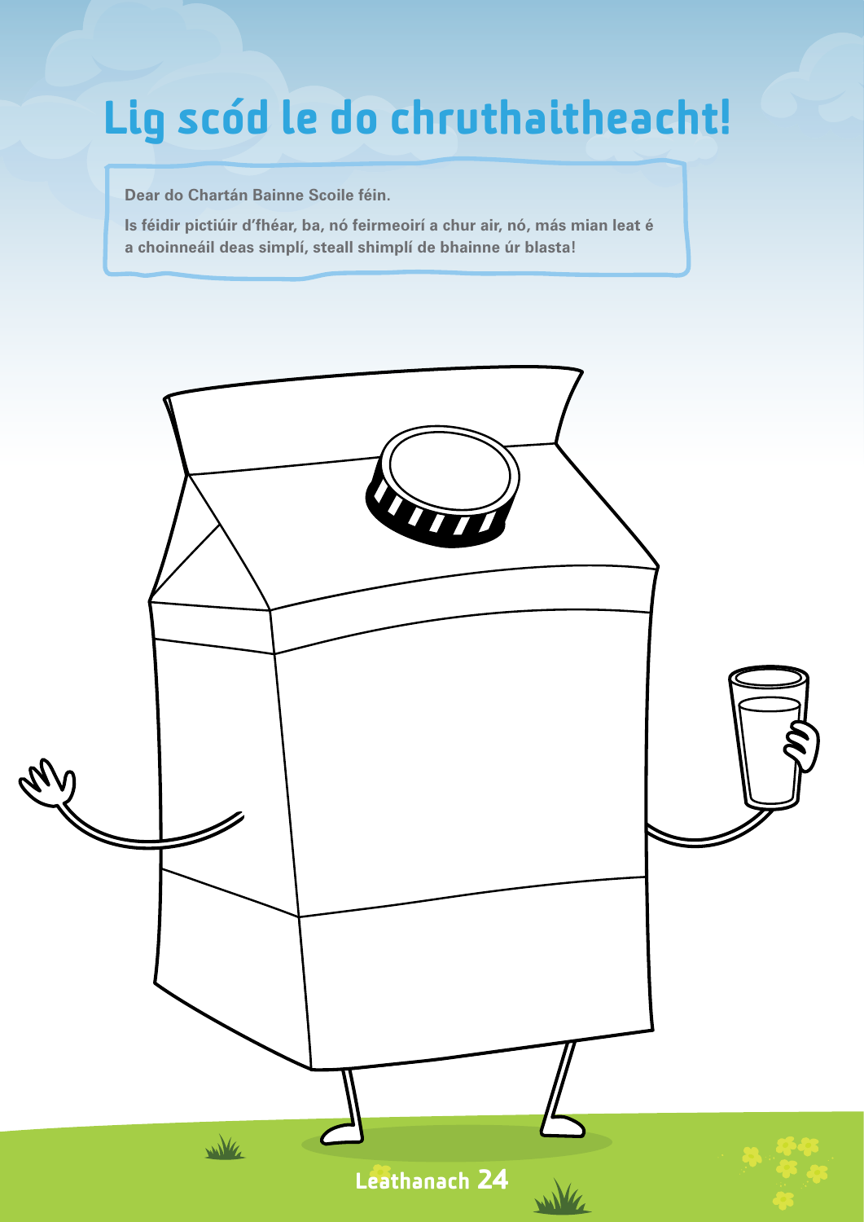# Lig scód le do chruthaitheacht!

**Dear do Chartán Bainne Scoile féin.**

**Is féidir pictiúir d'fhéar, ba, nó feirmeoirí a chur air, nó, más mian leat é a choinneáil deas simplí, steall shimplí de bhainne úr blasta!**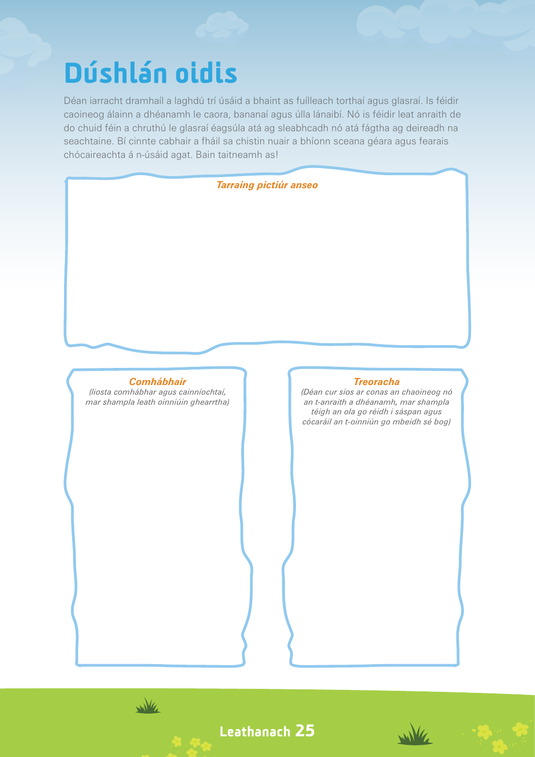# Dúshlán oidis

Déan iarracht dramhaíl a laghdú trí úsáid a bhaint as fuílleach torthaí agus glasraí. Is féidir caoineog álainn a dhéanamh le caora, bananaí agus úlla lánaibí. Nó is féidir leat anraith de do chuid féin a chruthú le glasraí éagsúla atá ag sleabhcadh nó atá fágtha ag deireadh na seachtaine. Bí cinnte cabhair a fháil sa chistin nuair a bhíonn sceana géara agus fearais chócaireachta á n-úsáid agat. Bain taitneamh as!

***Tarraing pictiúr anseo***

***Comhábhair***

*(liosta comhábhar agus cainníochtaí, mar shampla leath oinniúin ghearrtha)*

***Treoracha***

*(Déan cur síos ar conas an chaoineog nó an t-anraith a dhéanamh, mar shampla téigh an ola go réidh i sáspan agus cócaráil an t-oinniún go mbeidh sé bog)*